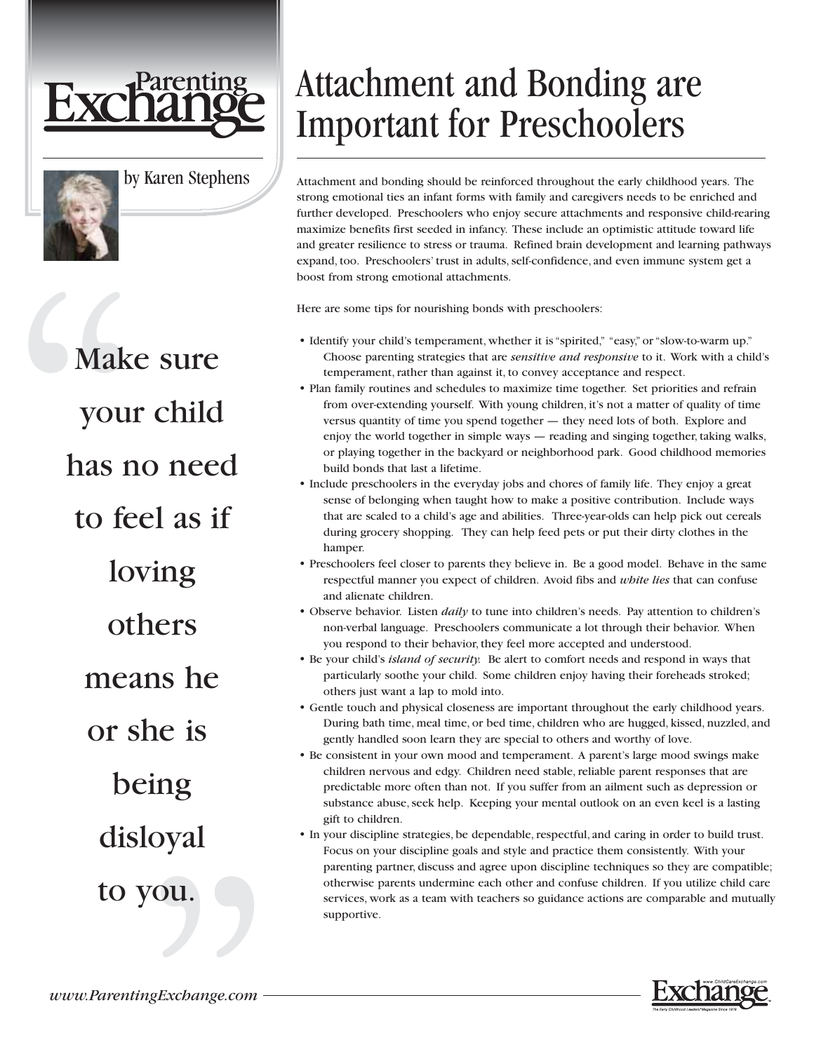# Attachment and Bonding are Important for Preschoolers

by Karen Stephens

> "Make sure your child has no need to feel as if loving others means he or she is being disloyal to you."

Attachment and bonding should be reinforced throughout the early childhood years. The strong emotional ties an infant forms with family and caregivers needs to be enriched and further developed. Preschoolers who enjoy secure attachments and responsive child-rearing maximize benefits first seeded in infancy. These include an optimistic attitude toward life and greater resilience to stress or trauma. Refined brain development and learning pathways expand, too. Preschoolers' trust in adults, self-confidence, and even immune system get a boost from strong emotional attachments.

Here are some tips for nourishing bonds with preschoolers:

- Identify your child's temperament, whether it is "spirited," "easy," or "slow-to-warm up." Choose parenting strategies that are *sensitive and responsive* to it. Work with a child's temperament, rather than against it, to convey acceptance and respect.
- Plan family routines and schedules to maximize time together. Set priorities and refrain from over-extending yourself. With young children, it's not a matter of quality of time versus quantity of time you spend together — they need lots of both. Explore and enjoy the world together in simple ways — reading and singing together, taking walks, or playing together in the backyard or neighborhood park. Good childhood memories build bonds that last a lifetime.
- Include preschoolers in the everyday jobs and chores of family life. They enjoy a great sense of belonging when taught how to make a positive contribution. Include ways that are scaled to a child's age and abilities. Three-year-olds can help pick out cereals during grocery shopping. They can help feed pets or put their dirty clothes in the hamper.
- Preschoolers feel closer to parents they believe in. Be a good model. Behave in the same respectful manner you expect of children. Avoid fibs and *white lies* that can confuse and alienate children.
- Observe behavior. Listen *daily* to tune into children's needs. Pay attention to children's non-verbal language. Preschoolers communicate a lot through their behavior. When you respond to their behavior, they feel more accepted and understood.
- Be your child's *island of security.* Be alert to comfort needs and respond in ways that particularly soothe your child. Some children enjoy having their foreheads stroked; others just want a lap to mold into.
- Gentle touch and physical closeness are important throughout the early childhood years. During bath time, meal time, or bed time, children who are hugged, kissed, nuzzled, and gently handled soon learn they are special to others and worthy of love.
- Be consistent in your own mood and temperament. A parent's large mood swings make children nervous and edgy. Children need stable, reliable parent responses that are predictable more often than not. If you suffer from an ailment such as depression or substance abuse, seek help. Keeping your mental outlook on an even keel is a lasting gift to children.
- In your discipline strategies, be dependable, respectful, and caring in order to build trust. Focus on your discipline goals and style and practice them consistently. With your parenting partner, discuss and agree upon discipline techniques so they are compatible; otherwise parents undermine each other and confuse children. If you utilize child care services, work as a team with teachers so guidance actions are comparable and mutually supportive.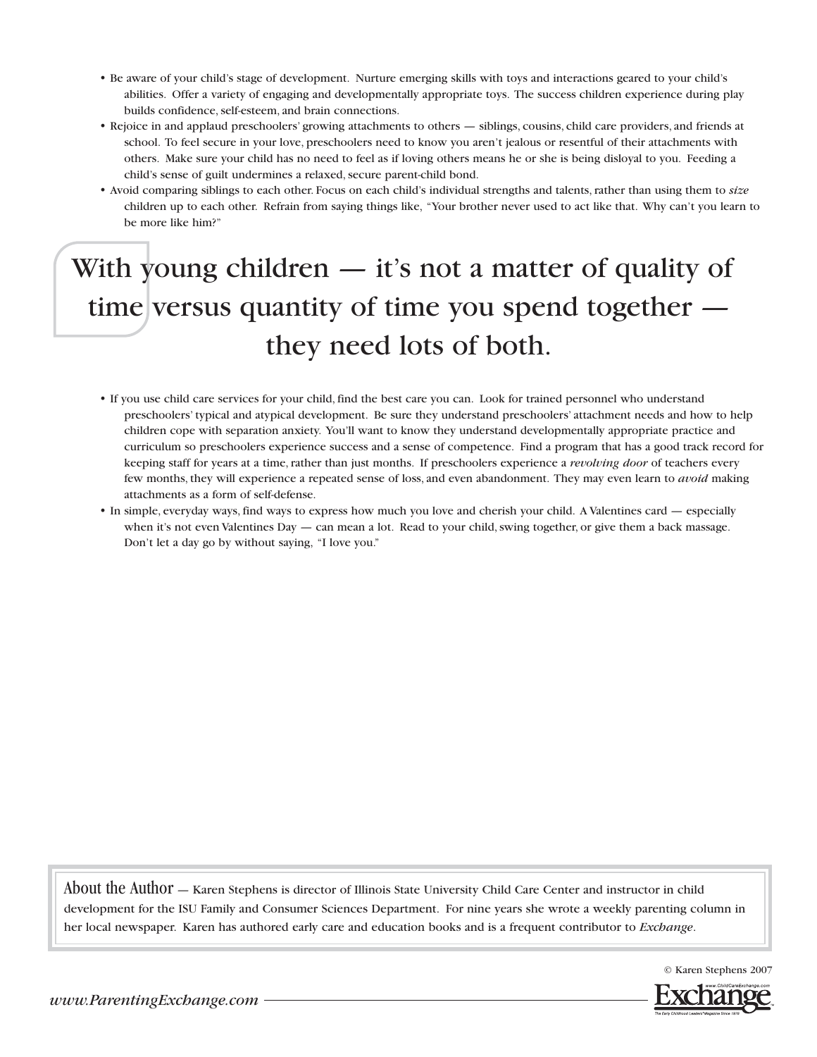- Be aware of your child's stage of development. Nurture emerging skills with toys and interactions geared to your child's abilities. Offer a variety of engaging and developmentally appropriate toys. The success children experience during play builds confidence, self-esteem, and brain connections.
- Rejoice in and applaud preschoolers' growing attachments to others — siblings, cousins, child care providers, and friends at school. To feel secure in your love, preschoolers need to know you aren't jealous or resentful of their attachments with others. Make sure your child has no need to feel as if loving others means he or she is being disloyal to you. Feeding a child's sense of guilt undermines a relaxed, secure parent-child bond.
- Avoid comparing siblings to each other. Focus on each child's individual strengths and talents, rather than using them to *size* children up to each other. Refrain from saying things like, "Your brother never used to act like that. Why can't you learn to be more like him?"

> With young children — it's not a matter of quality of time versus quantity of time you spend together — they need lots of both.

- If you use child care services for your child, find the best care you can. Look for trained personnel who understand preschoolers' typical and atypical development. Be sure they understand preschoolers' attachment needs and how to help children cope with separation anxiety. You'll want to know they understand developmentally appropriate practice and curriculum so preschoolers experience success and a sense of competence. Find a program that has a good track record for keeping staff for years at a time, rather than just months. If preschoolers experience a *revolving door* of teachers every few months, they will experience a repeated sense of loss, and even abandonment. They may even learn to *avoid* making attachments as a form of self-defense.
- In simple, everyday ways, find ways to express how much you love and cherish your child. A Valentines card — especially when it's not even Valentines Day — can mean a lot. Read to your child, swing together, or give them a back massage. Don't let a day go by without saying, "I love you."

About the Author — Karen Stephens is director of Illinois State University Child Care Center and instructor in child development for the ISU Family and Consumer Sciences Department. For nine years she wrote a weekly parenting column in her local newspaper. Karen has authored early care and education books and is a frequent contributor to *Exchange*.

© Karen Stephens 2007

*www.ParentingExchange.com*